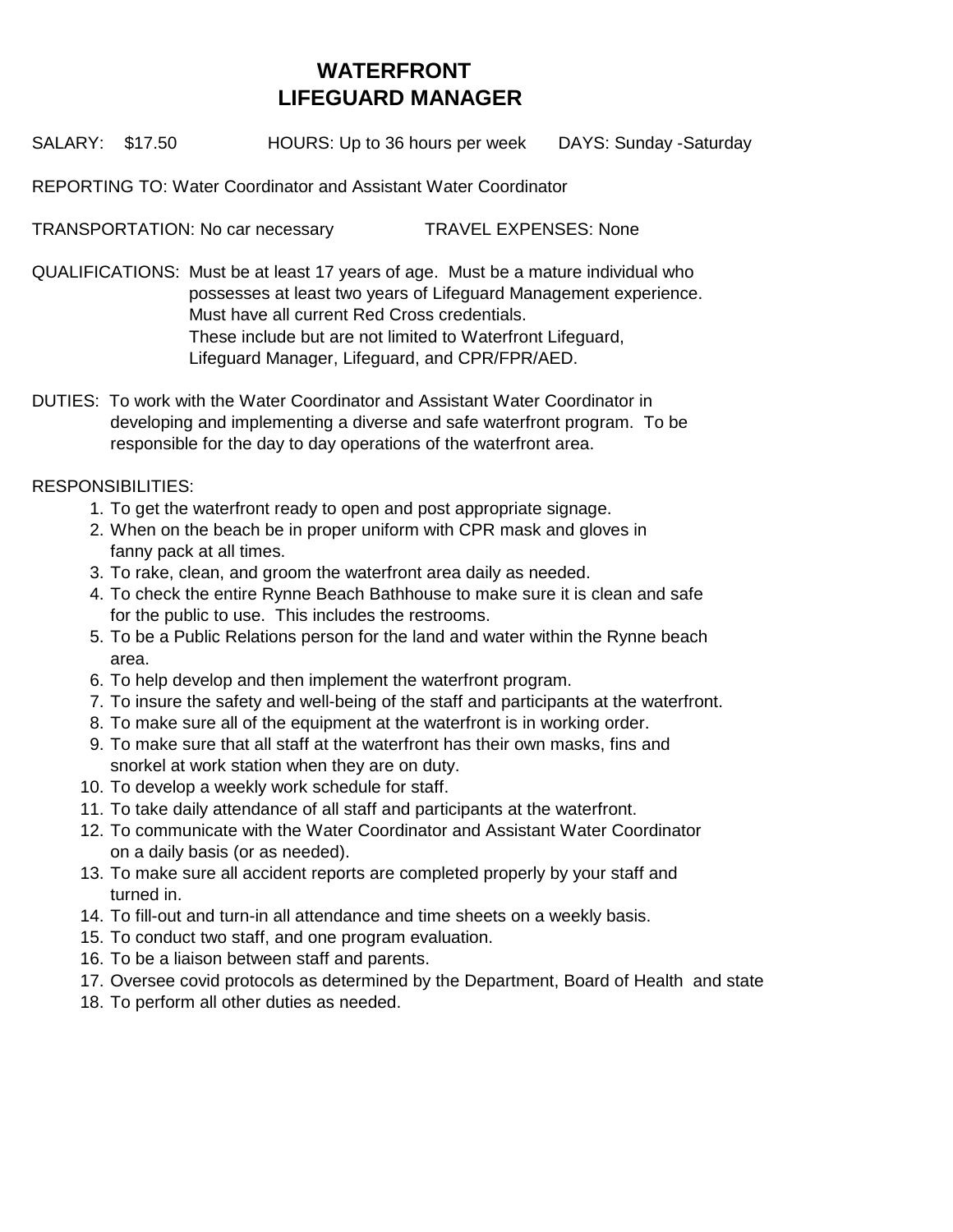# WATERFRONT
# LIFEGUARD MANAGER

SALARY: $17.50 HOURS: Up to 36 hours per week DAYS: Sunday -Saturday

REPORTING TO: Water Coordinator and Assistant Water Coordinator

TRANSPORTATION: No car necessary TRAVEL EXPENSES: None

QUALIFICATIONS: Must be at least 17 years of age. Must be a mature individual who possesses at least two years of Lifeguard Management experience. Must have all current Red Cross credentials. These include but are not limited to Waterfront Lifeguard, Lifeguard Manager, Lifeguard, and CPR/FPR/AED.

DUTIES: To work with the Water Coordinator and Assistant Water Coordinator in developing and implementing a diverse and safe waterfront program. To be responsible for the day to day operations of the waterfront area.

RESPONSIBILITIES:

1. To get the waterfront ready to open and post appropriate signage.
2. When on the beach be in proper uniform with CPR mask and gloves in fanny pack at all times.
3. To rake, clean, and groom the waterfront area daily as needed.
4. To check the entire Rynne Beach Bathhouse to make sure it is clean and safe for the public to use. This includes the restrooms.
5. To be a Public Relations person for the land and water within the Rynne beach area.
6. To help develop and then implement the waterfront program.
7. To insure the safety and well-being of the staff and participants at the waterfront.
8. To make sure all of the equipment at the waterfront is in working order.
9. To make sure that all staff at the waterfront has their own masks, fins and snorkel at work station when they are on duty.
10. To develop a weekly work schedule for staff.
11. To take daily attendance of all staff and participants at the waterfront.
12. To communicate with the Water Coordinator and Assistant Water Coordinator on a daily basis (or as needed).
13. To make sure all accident reports are completed properly by your staff and turned in.
14. To fill-out and turn-in all attendance and time sheets on a weekly basis.
15. To conduct two staff, and one program evaluation.
16. To be a liaison between staff and parents.
17. Oversee covid protocols as determined by the Department, Board of Health and state
18. To perform all other duties as needed.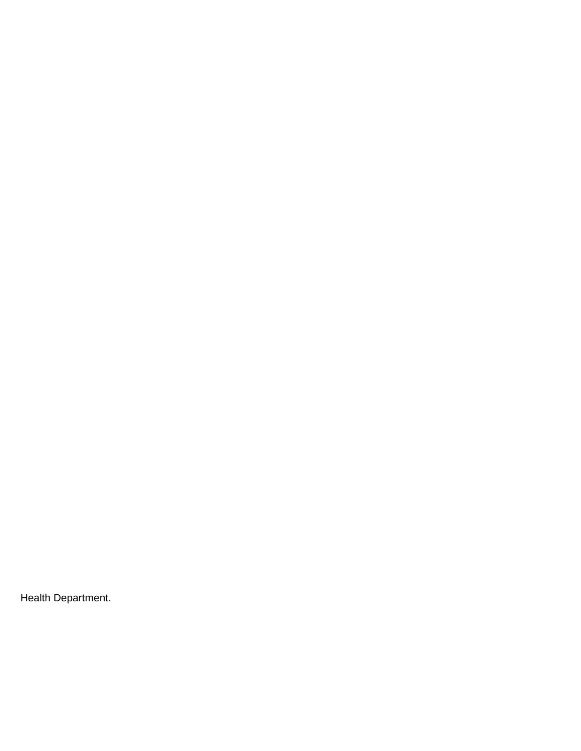Health Department.